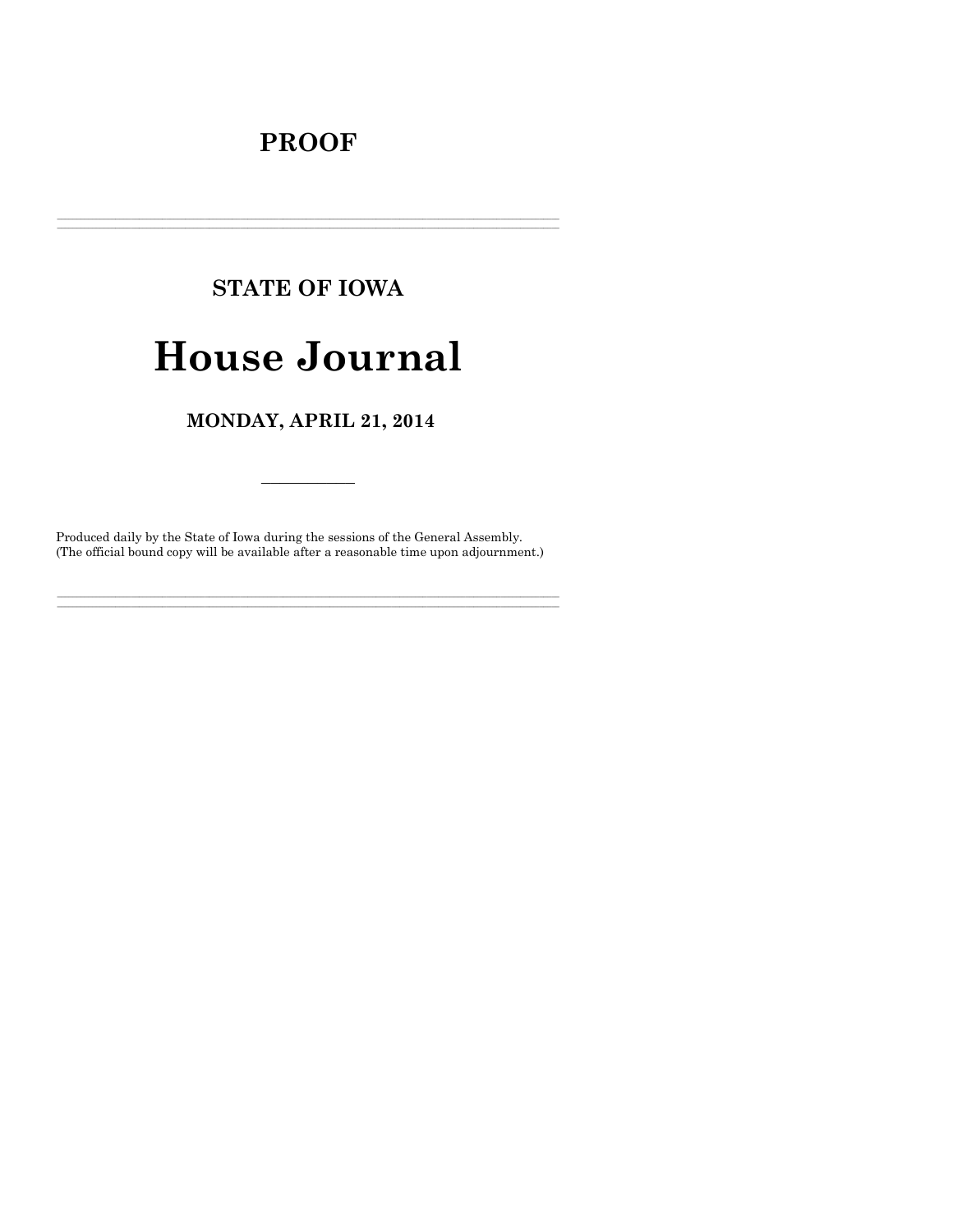# PROOF

---

## STATE OF IOWA

# House Journal

## MONDAY, APRIL 21, 2014

---

Produced daily by the State of Iowa during the sessions of the General Assembly.
(The official bound copy will be available after a reasonable time upon adjournment.)

---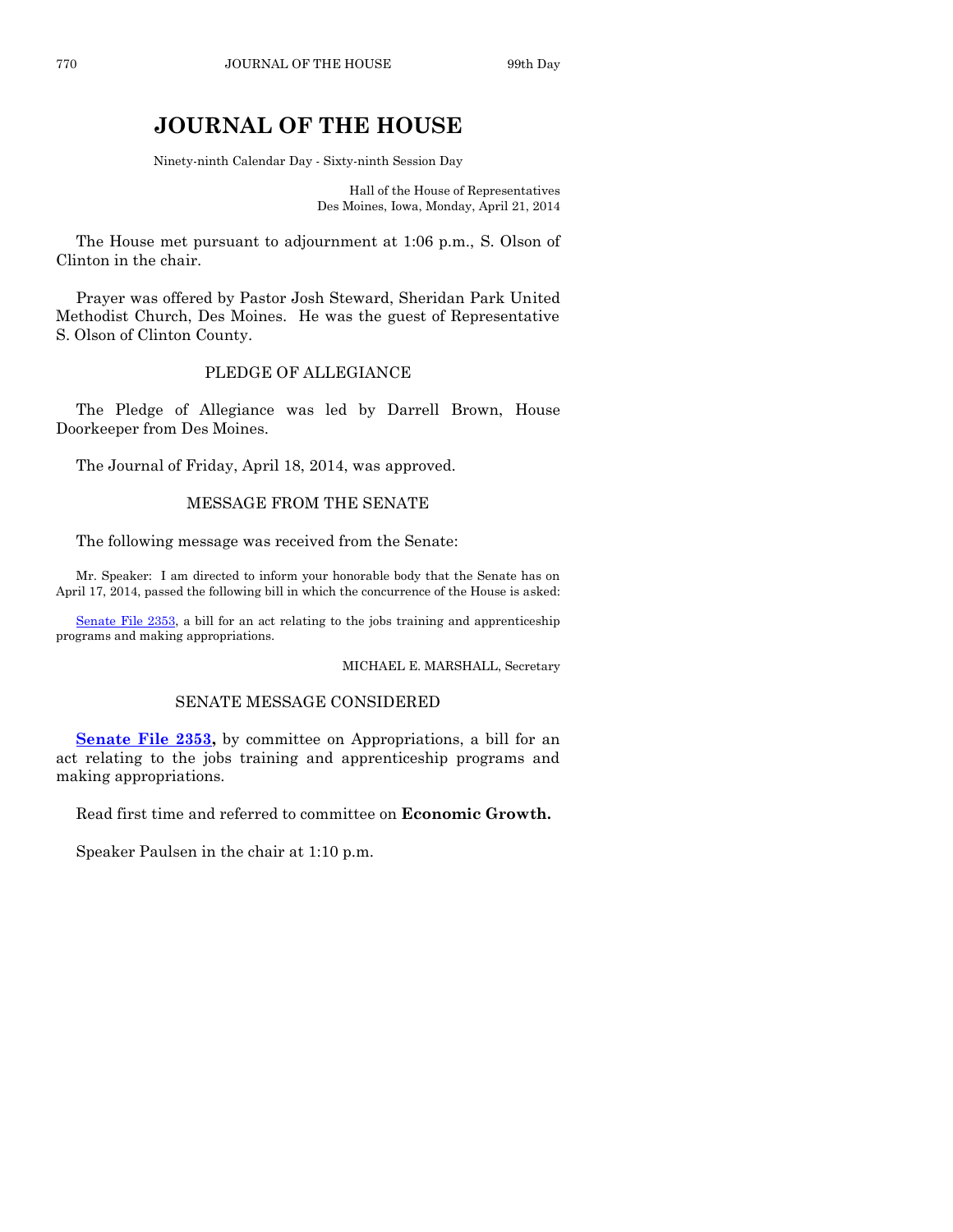# JOURNAL OF THE HOUSE

Ninety-ninth Calendar Day - Sixty-ninth Session Day

Hall of the House of Representatives
Des Moines, Iowa, Monday, April 21, 2014

The House met pursuant to adjournment at 1:06 p.m., S. Olson of Clinton in the chair.

Prayer was offered by Pastor Josh Steward, Sheridan Park United Methodist Church, Des Moines. He was the guest of Representative S. Olson of Clinton County.

## PLEDGE OF ALLEGIANCE

The Pledge of Allegiance was led by Darrell Brown, House Doorkeeper from Des Moines.

The Journal of Friday, April 18, 2014, was approved.

## MESSAGE FROM THE SENATE

The following message was received from the Senate:

Mr. Speaker: I am directed to inform your honorable body that the Senate has on April 17, 2014, passed the following bill in which the concurrence of the House is asked:

Senate File 2353, a bill for an act relating to the jobs training and apprenticeship programs and making appropriations.

MICHAEL E. MARSHALL, Secretary

## SENATE MESSAGE CONSIDERED

**Senate File 2353,** by committee on Appropriations, a bill for an act relating to the jobs training and apprenticeship programs and making appropriations.

Read first time and referred to committee on **Economic Growth.**

Speaker Paulsen in the chair at 1:10 p.m.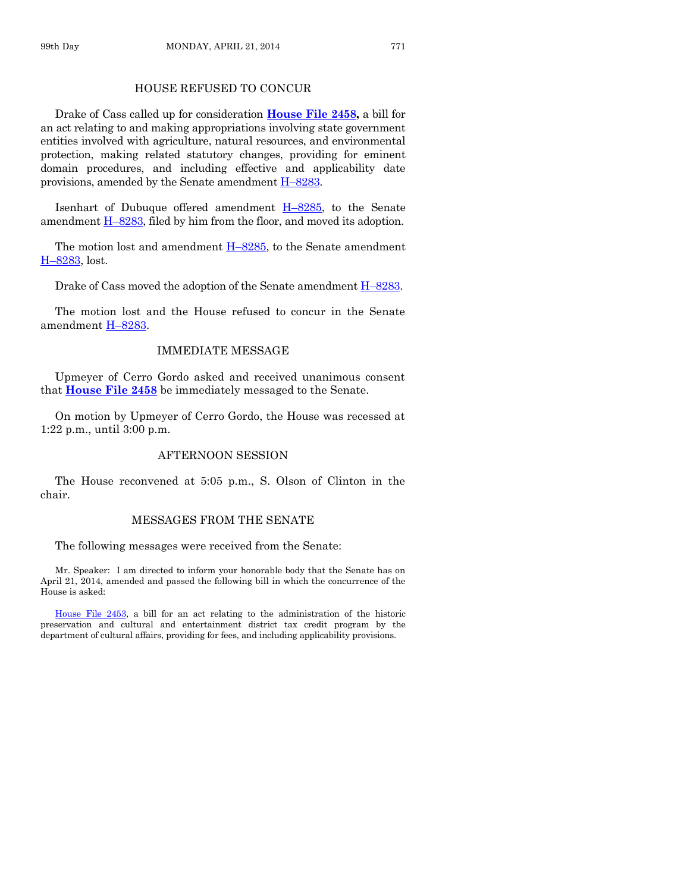## HOUSE REFUSED TO CONCUR

Drake of Cass called up for consideration **House File 2458,** a bill for an act relating to and making appropriations involving state government entities involved with agriculture, natural resources, and environmental protection, making related statutory changes, providing for eminent domain procedures, and including effective and applicability date provisions, amended by the Senate amendment H–8283.

Isenhart of Dubuque offered amendment H–8285, to the Senate amendment H–8283, filed by him from the floor, and moved its adoption.

The motion lost and amendment H–8285, to the Senate amendment H–8283, lost.

Drake of Cass moved the adoption of the Senate amendment H–8283.

The motion lost and the House refused to concur in the Senate amendment H–8283.

## IMMEDIATE MESSAGE

Upmeyer of Cerro Gordo asked and received unanimous consent that **House File 2458** be immediately messaged to the Senate.

On motion by Upmeyer of Cerro Gordo, the House was recessed at 1:22 p.m., until 3:00 p.m.

## AFTERNOON SESSION

The House reconvened at 5:05 p.m., S. Olson of Clinton in the chair.

## MESSAGES FROM THE SENATE

The following messages were received from the Senate:

Mr. Speaker: I am directed to inform your honorable body that the Senate has on April 21, 2014, amended and passed the following bill in which the concurrence of the House is asked:

House File 2453, a bill for an act relating to the administration of the historic preservation and cultural and entertainment district tax credit program by the department of cultural affairs, providing for fees, and including applicability provisions.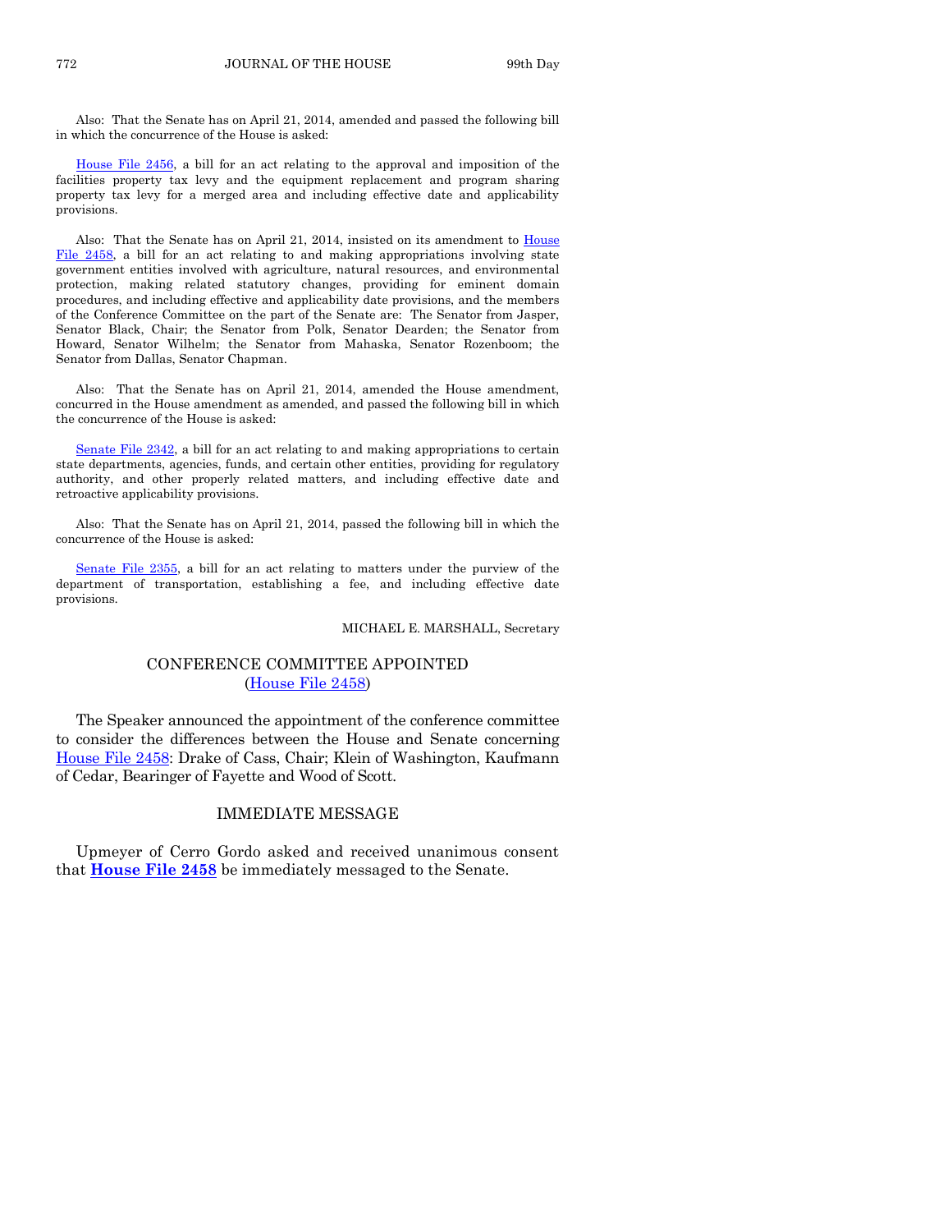Also: That the Senate has on April 21, 2014, amended and passed the following bill in which the concurrence of the House is asked:

House File 2456, a bill for an act relating to the approval and imposition of the facilities property tax levy and the equipment replacement and program sharing property tax levy for a merged area and including effective date and applicability provisions.

Also: That the Senate has on April 21, 2014, insisted on its amendment to House File 2458, a bill for an act relating to and making appropriations involving state government entities involved with agriculture, natural resources, and environmental protection, making related statutory changes, providing for eminent domain procedures, and including effective and applicability date provisions, and the members of the Conference Committee on the part of the Senate are: The Senator from Jasper, Senator Black, Chair; the Senator from Polk, Senator Dearden; the Senator from Howard, Senator Wilhelm; the Senator from Mahaska, Senator Rozenboom; the Senator from Dallas, Senator Chapman.

Also: That the Senate has on April 21, 2014, amended the House amendment, concurred in the House amendment as amended, and passed the following bill in which the concurrence of the House is asked:

Senate File 2342, a bill for an act relating to and making appropriations to certain state departments, agencies, funds, and certain other entities, providing for regulatory authority, and other properly related matters, and including effective date and retroactive applicability provisions.

Also: That the Senate has on April 21, 2014, passed the following bill in which the concurrence of the House is asked:

Senate File 2355, a bill for an act relating to matters under the purview of the department of transportation, establishing a fee, and including effective date provisions.

MICHAEL E. MARSHALL, Secretary

## CONFERENCE COMMITTEE APPOINTED
(House File 2458)

The Speaker announced the appointment of the conference committee to consider the differences between the House and Senate concerning House File 2458: Drake of Cass, Chair; Klein of Washington, Kaufmann of Cedar, Bearinger of Fayette and Wood of Scott.

## IMMEDIATE MESSAGE

Upmeyer of Cerro Gordo asked and received unanimous consent that **House File 2458** be immediately messaged to the Senate.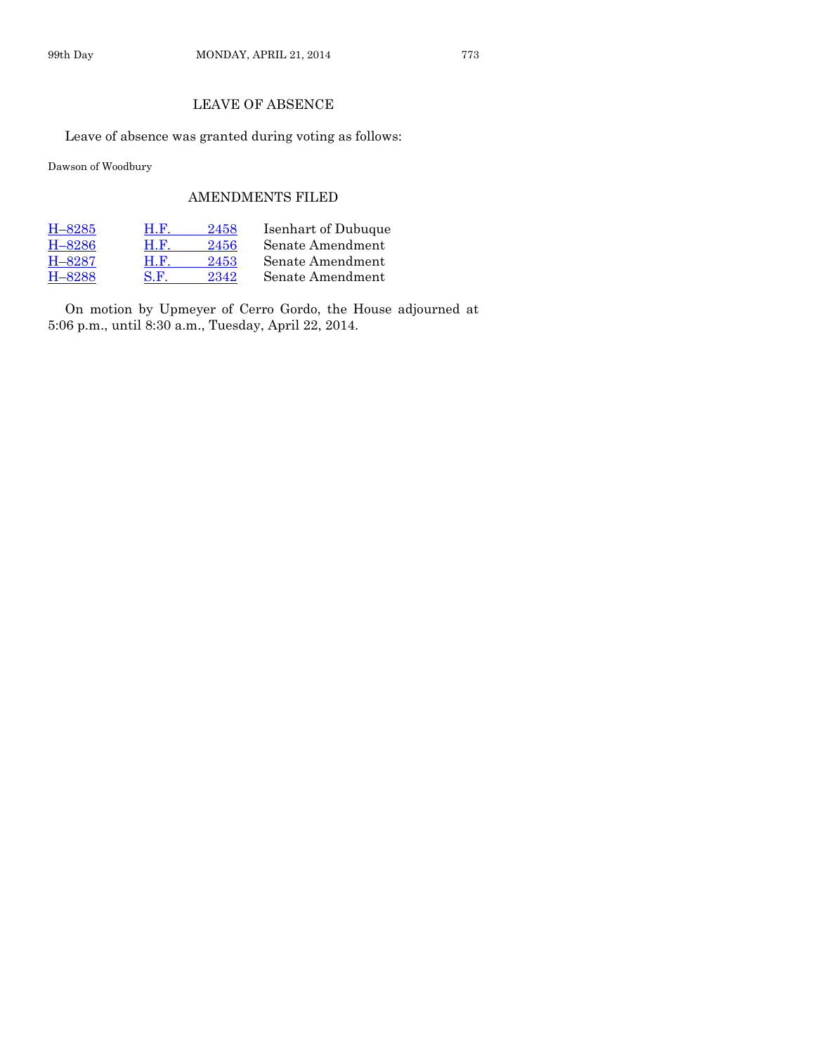## LEAVE OF ABSENCE

Leave of absence was granted during voting as follows:

Dawson of Woodbury

## AMENDMENTS FILED

| | | |
|---|---|---|
| H–8285 | H.F. 2458 | Isenhart of Dubuque |
| H–8286 | H.F. 2456 | Senate Amendment |
| H–8287 | H.F. 2453 | Senate Amendment |
| H–8288 | S.F. 2342 | Senate Amendment |

On motion by Upmeyer of Cerro Gordo, the House adjourned at 5:06 p.m., until 8:30 a.m., Tuesday, April 22, 2014.